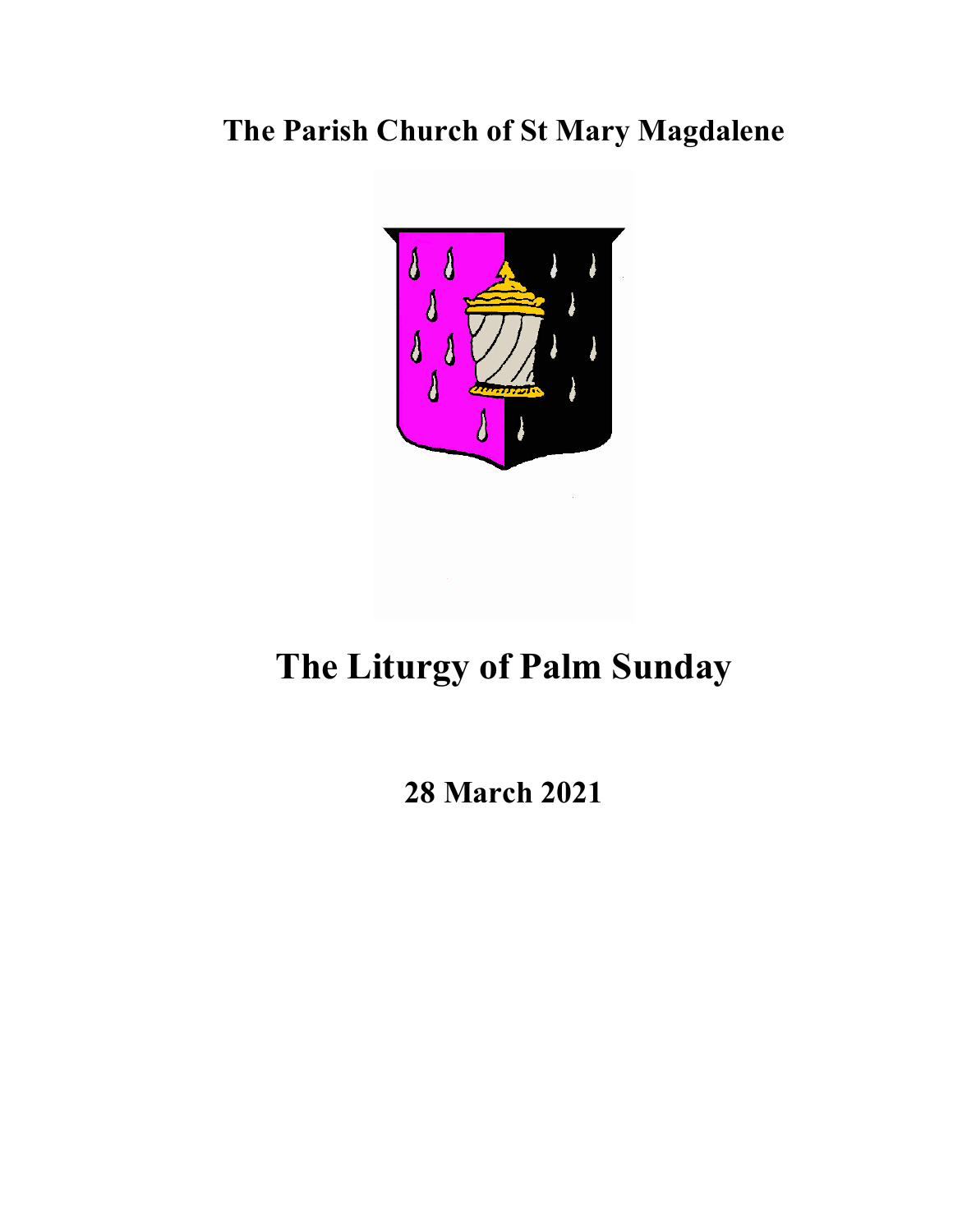# The Parish Church of St Mary Magdalene

# The Liturgy of Palm Sunday

## 28 March 2021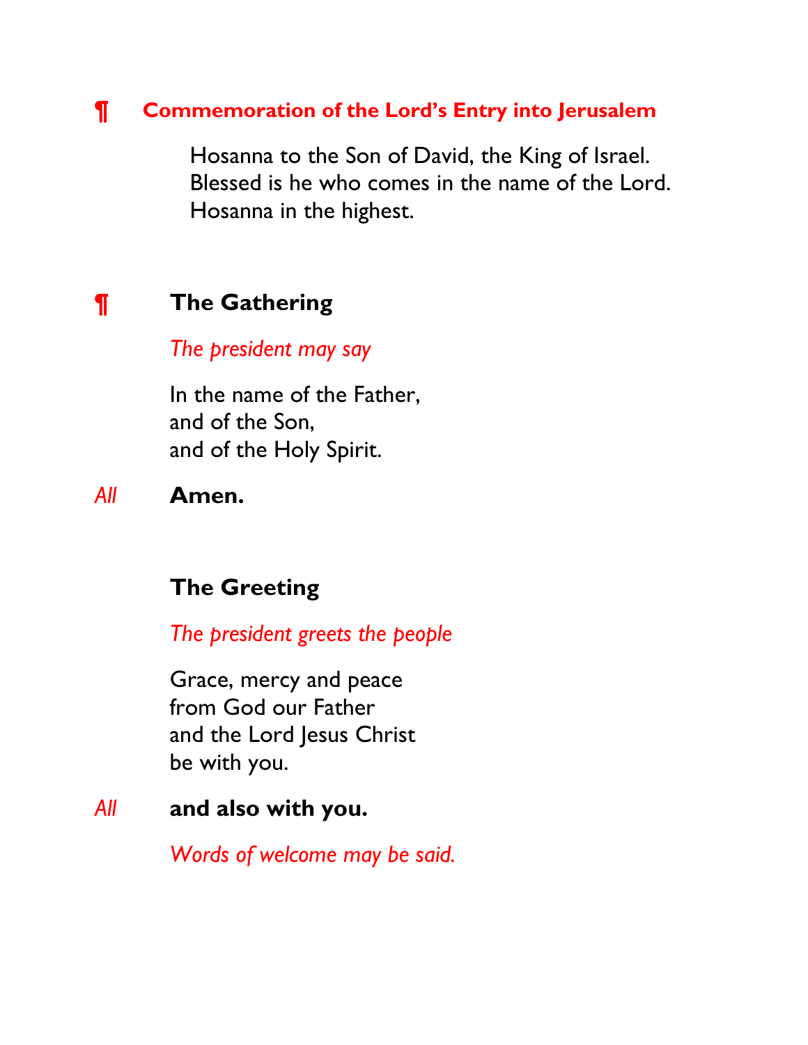## ¶ Commemoration of the Lord's Entry into Jerusalem

Hosanna to the Son of David, the King of Israel.
Blessed is he who comes in the name of the Lord.
Hosanna in the highest.

## ¶ The Gathering

*The president may say*

In the name of the Father,
and of the Son,
and of the Holy Spirit.

*All* **Amen.**

### The Greeting

*The president greets the people*

Grace, mercy and peace
from God our Father
and the Lord Jesus Christ
be with you.

*All* **and also with you.**

*Words of welcome may be said.*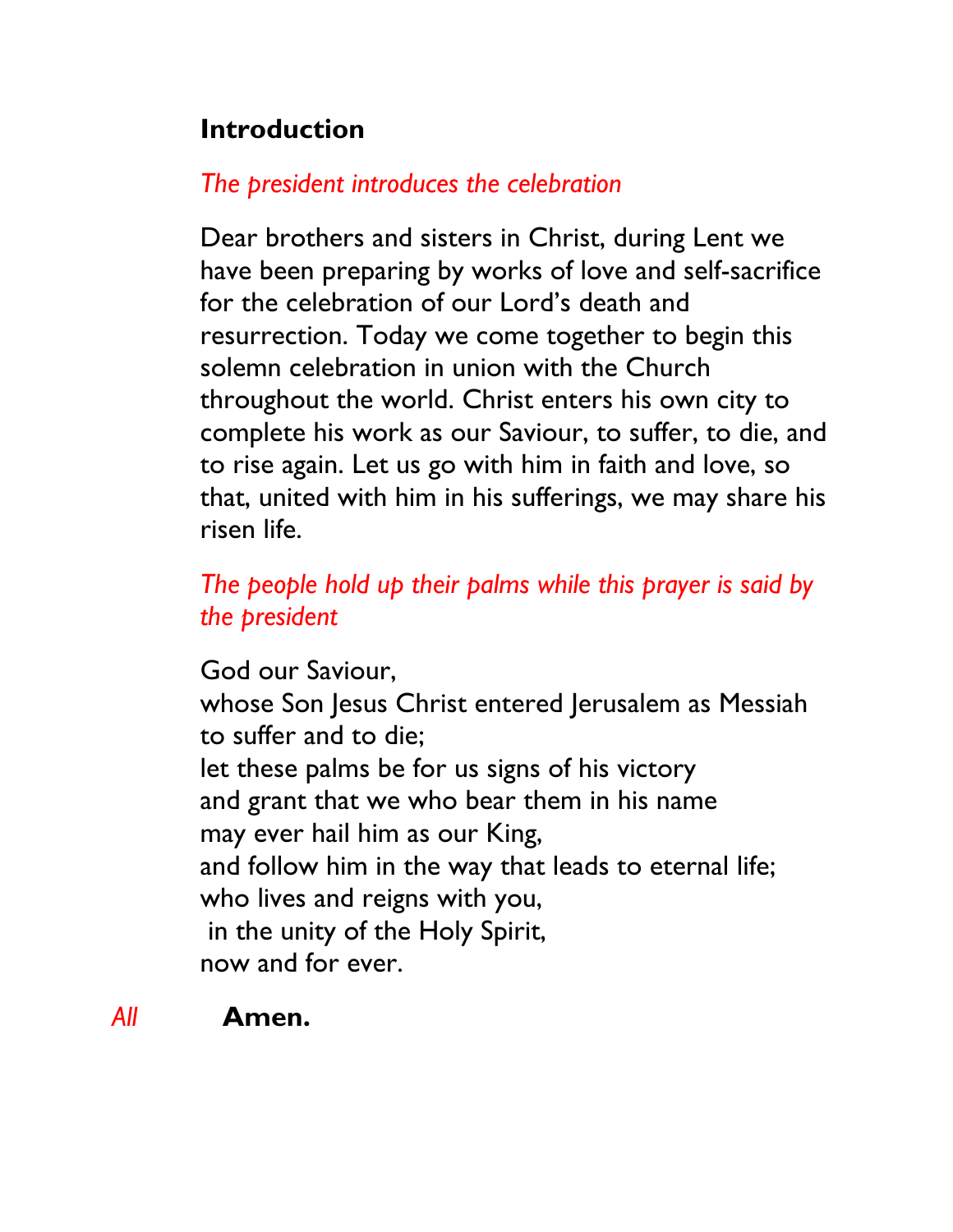## Introduction

*The president introduces the celebration*

Dear brothers and sisters in Christ, during Lent we have been preparing by works of love and self-sacrifice for the celebration of our Lord's death and resurrection. Today we come together to begin this solemn celebration in union with the Church throughout the world. Christ enters his own city to complete his work as our Saviour, to suffer, to die, and to rise again. Let us go with him in faith and love, so that, united with him in his sufferings, we may share his risen life.

*The people hold up their palms while this prayer is said by the president*

God our Saviour,  
whose Son Jesus Christ entered Jerusalem as Messiah to suffer and to die;  
let these palms be for us signs of his victory  
and grant that we who bear them in his name  
may ever hail him as our King,  
and follow him in the way that leads to eternal life;  
who lives and reigns with you,  
in the unity of the Holy Spirit,  
now and for ever.

*All* **Amen.**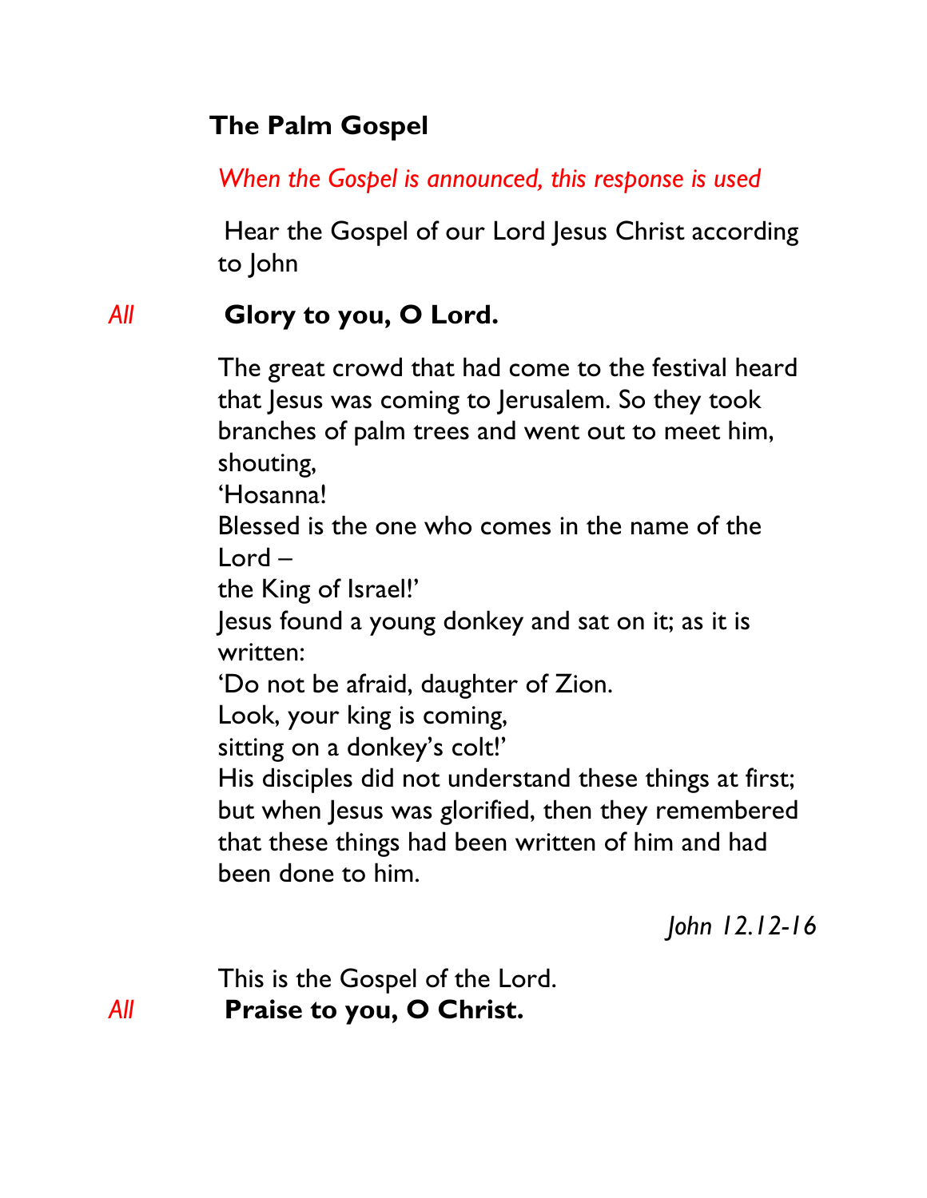## The Palm Gospel

*When the Gospel is announced, this response is used*

Hear the Gospel of our Lord Jesus Christ according to John

*All* **Glory to you, O Lord.**

The great crowd that had come to the festival heard that Jesus was coming to Jerusalem. So they took branches of palm trees and went out to meet him, shouting,
'Hosanna!
Blessed is the one who comes in the name of the Lord –
the King of Israel!'
Jesus found a young donkey and sat on it; as it is written:
'Do not be afraid, daughter of Zion.
Look, your king is coming,
sitting on a donkey's colt!'
His disciples did not understand these things at first; but when Jesus was glorified, then they remembered that these things had been written of him and had been done to him.

*John 12.12-16*

This is the Gospel of the Lord.
*All* **Praise to you, O Christ.**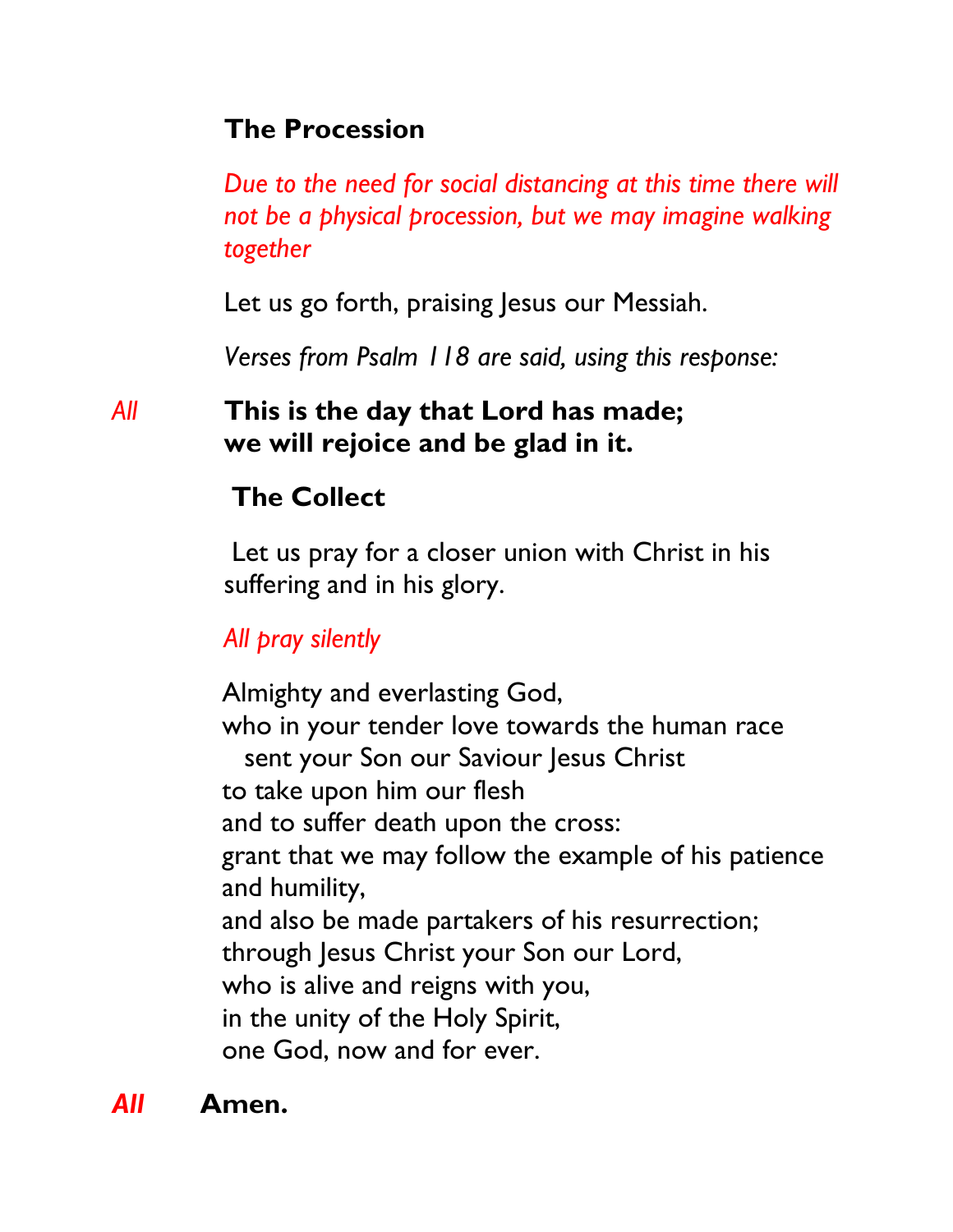## The Procession

*Due to the need for social distancing at this time there will not be a physical procession, but we may imagine walking together*

Let us go forth, praising Jesus our Messiah.

*Verses from Psalm 118 are said, using this response:*

*All* **This is the day that Lord has made;
we will rejoice and be glad in it.**

## The Collect

Let us pray for a closer union with Christ in his suffering and in his glory.

*All pray silently*

Almighty and everlasting God,
who in your tender love towards the human race
sent your Son our Saviour Jesus Christ
to take upon him our flesh
and to suffer death upon the cross:
grant that we may follow the example of his patience and humility,
and also be made partakers of his resurrection;
through Jesus Christ your Son our Lord,
who is alive and reigns with you,
in the unity of the Holy Spirit,
one God, now and for ever.

*All* **Amen.**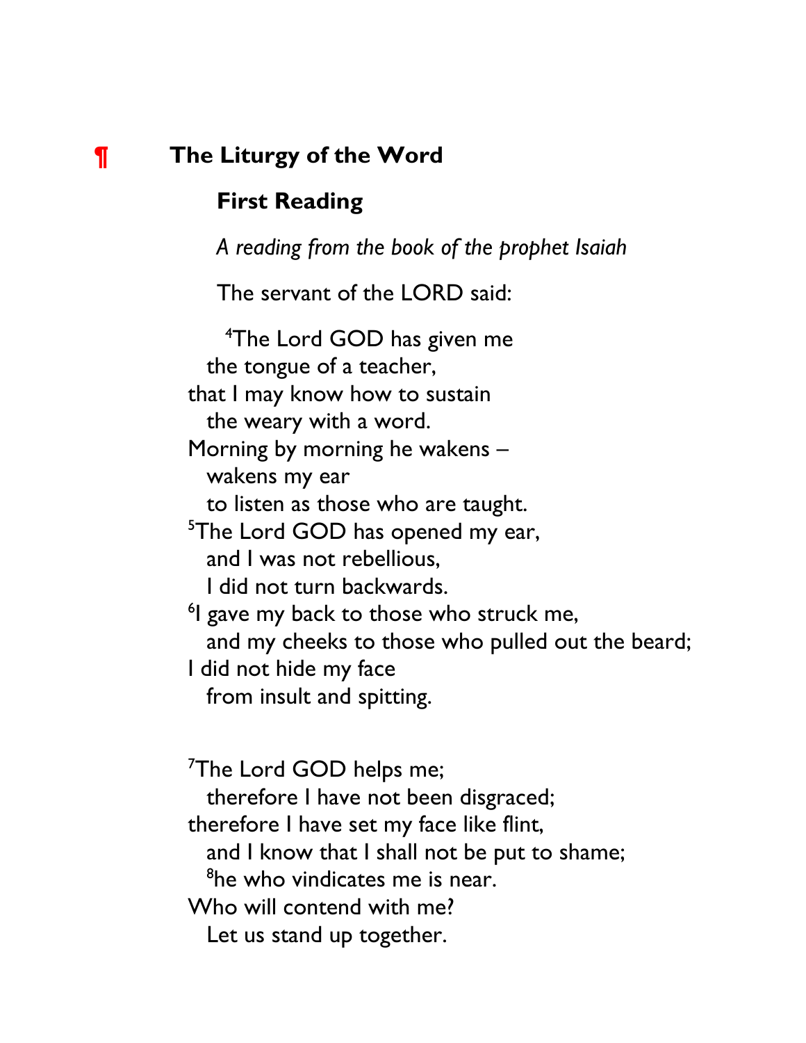## ¶ The Liturgy of the Word

### First Reading

*A reading from the book of the prophet Isaiah*

The servant of the LORD said:

[4]The Lord GOD has given me  
the tongue of a teacher,  
that I may know how to sustain  
the weary with a word.  
Morning by morning he wakens –  
wakens my ear  
to listen as those who are taught.  
[5]The Lord GOD has opened my ear,  
and I was not rebellious,  
I did not turn backwards.  
[6]I gave my back to those who struck me,  
and my cheeks to those who pulled out the beard;  
I did not hide my face  
from insult and spitting.

[7]The Lord GOD helps me;  
therefore I have not been disgraced;  
therefore I have set my face like flint,  
and I know that I shall not be put to shame;  
[8]he who vindicates me is near.  
Who will contend with me?  
Let us stand up together.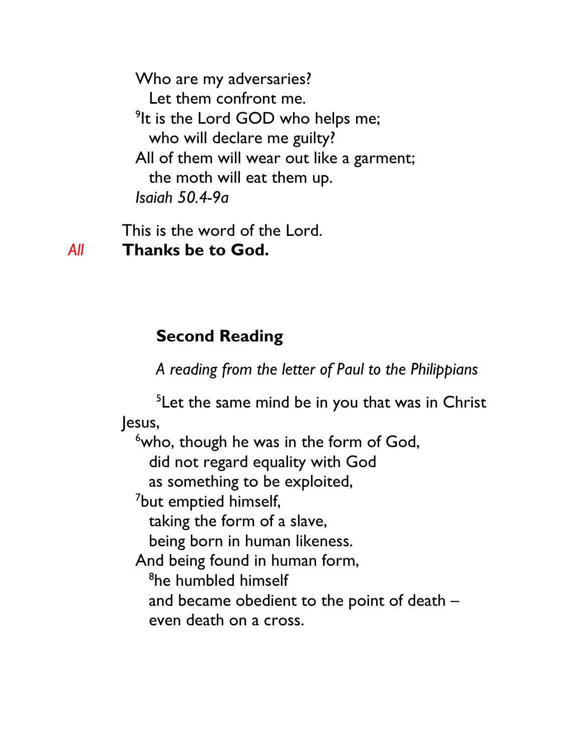Who are my adversaries?
  Let them confront me.
[9]It is the Lord GOD who helps me;
  who will declare me guilty?
All of them will wear out like a garment;
  the moth will eat them up.
*Isaiah 50.4-9a*

This is the word of the Lord.

*All* **Thanks be to God.**

### Second Reading

*A reading from the letter of Paul to the Philippians*

[5]Let the same mind be in you that was in Christ Jesus,
[6]who, though he was in the form of God,
  did not regard equality with God
  as something to be exploited,
[7]but emptied himself,
  taking the form of a slave,
  being born in human likeness.
And being found in human form,
  [8]he humbled himself
  and became obedient to the point of death –
  even death on a cross.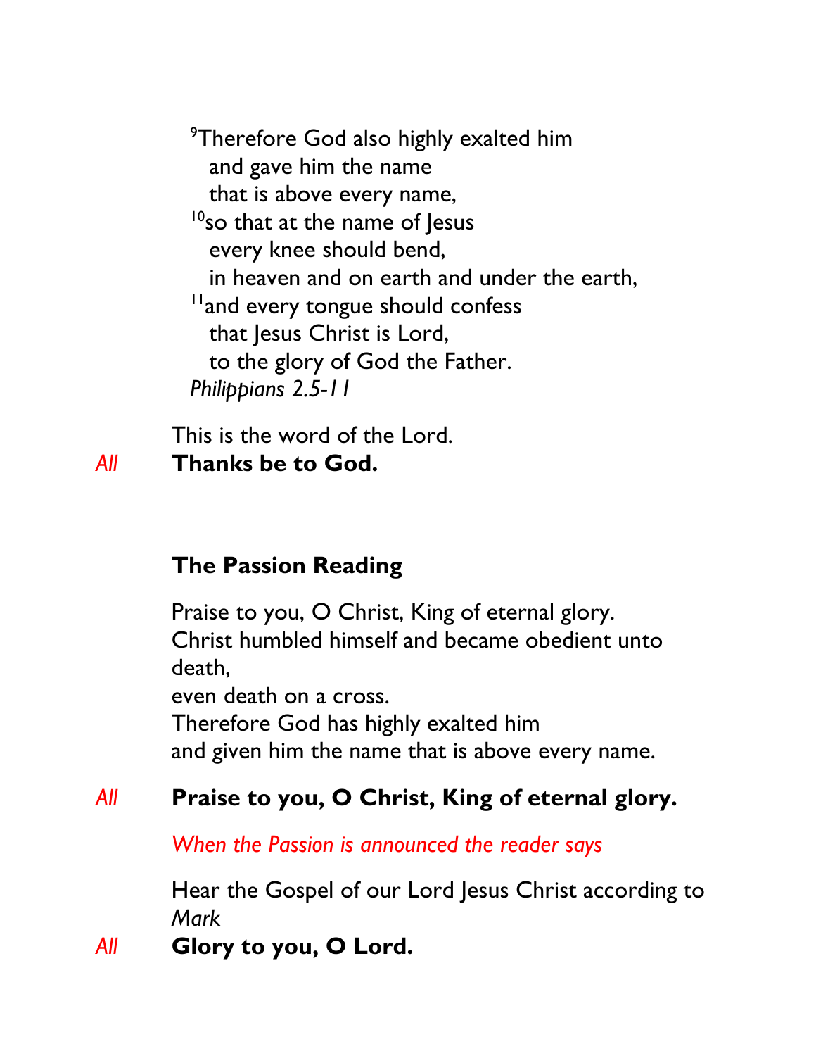[9]Therefore God also highly exalted him
and gave him the name
that is above every name,
[10]so that at the name of Jesus
every knee should bend,
in heaven and on earth and under the earth,
[11]and every tongue should confess
that Jesus Christ is Lord,
to the glory of God the Father.
*Philippians 2.5-11*

This is the word of the Lord.

*All* **Thanks be to God.**

## The Passion Reading

Praise to you, O Christ, King of eternal glory.
Christ humbled himself and became obedient unto death,
even death on a cross.
Therefore God has highly exalted him
and given him the name that is above every name.

*All* **Praise to you, O Christ, King of eternal glory.**

*When the Passion is announced the reader says*

Hear the Gospel of our Lord Jesus Christ according to *Mark*

*All* **Glory to you, O Lord.**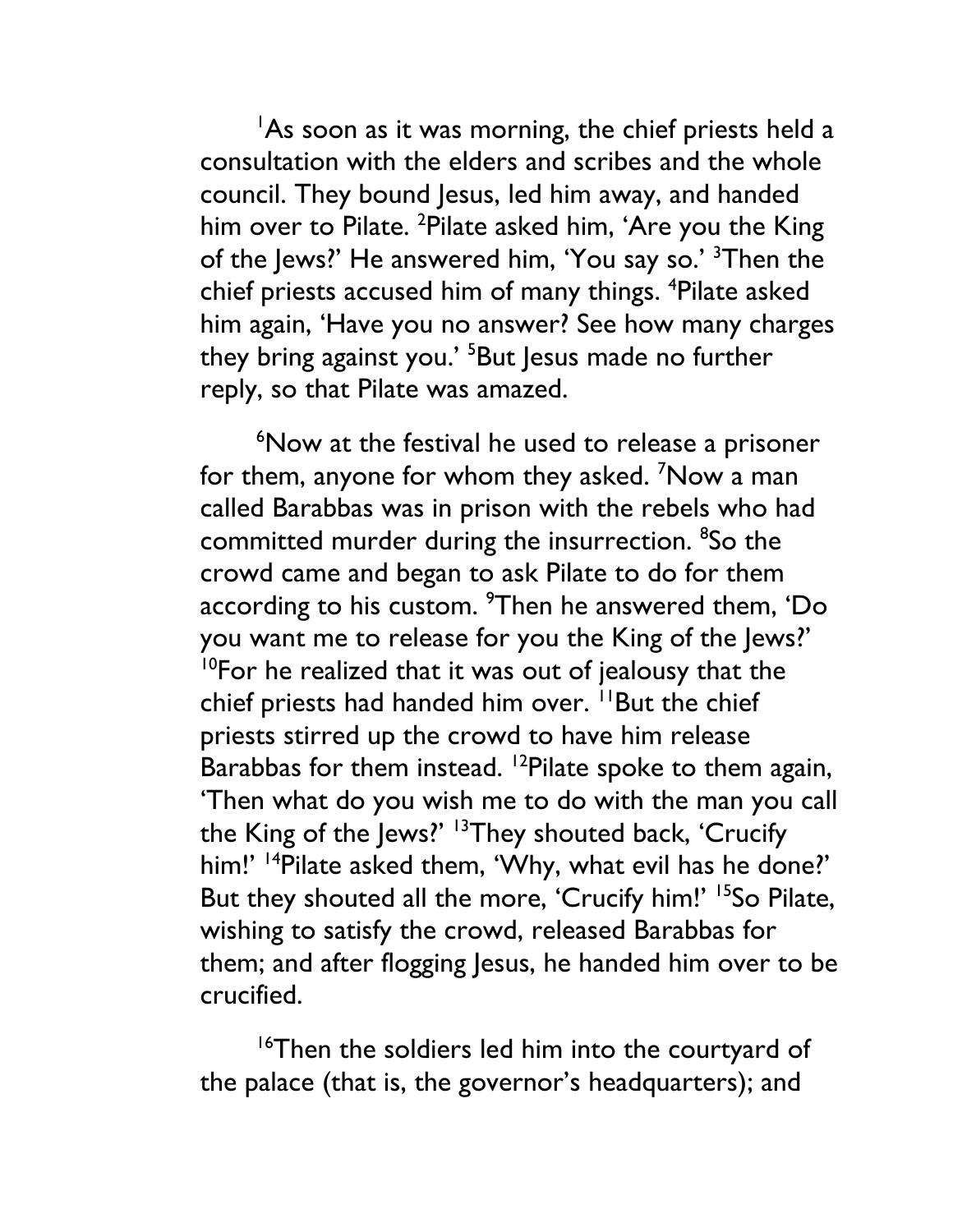[1]As soon as it was morning, the chief priests held a consultation with the elders and scribes and the whole council. They bound Jesus, led him away, and handed him over to Pilate. [2]Pilate asked him, 'Are you the King of the Jews?' He answered him, 'You say so.' [3]Then the chief priests accused him of many things. [4]Pilate asked him again, 'Have you no answer? See how many charges they bring against you.' [5]But Jesus made no further reply, so that Pilate was amazed.

[6]Now at the festival he used to release a prisoner for them, anyone for whom they asked. [7]Now a man called Barabbas was in prison with the rebels who had committed murder during the insurrection. [8]So the crowd came and began to ask Pilate to do for them according to his custom. [9]Then he answered them, 'Do you want me to release for you the King of the Jews?' [10]For he realized that it was out of jealousy that the chief priests had handed him over. [11]But the chief priests stirred up the crowd to have him release Barabbas for them instead. [12]Pilate spoke to them again, 'Then what do you wish me to do with the man you call the King of the Jews?' [13]They shouted back, 'Crucify him!' [14]Pilate asked them, 'Why, what evil has he done?' But they shouted all the more, 'Crucify him!' [15]So Pilate, wishing to satisfy the crowd, released Barabbas for them; and after flogging Jesus, he handed him over to be crucified.

[16]Then the soldiers led him into the courtyard of the palace (that is, the governor's headquarters); and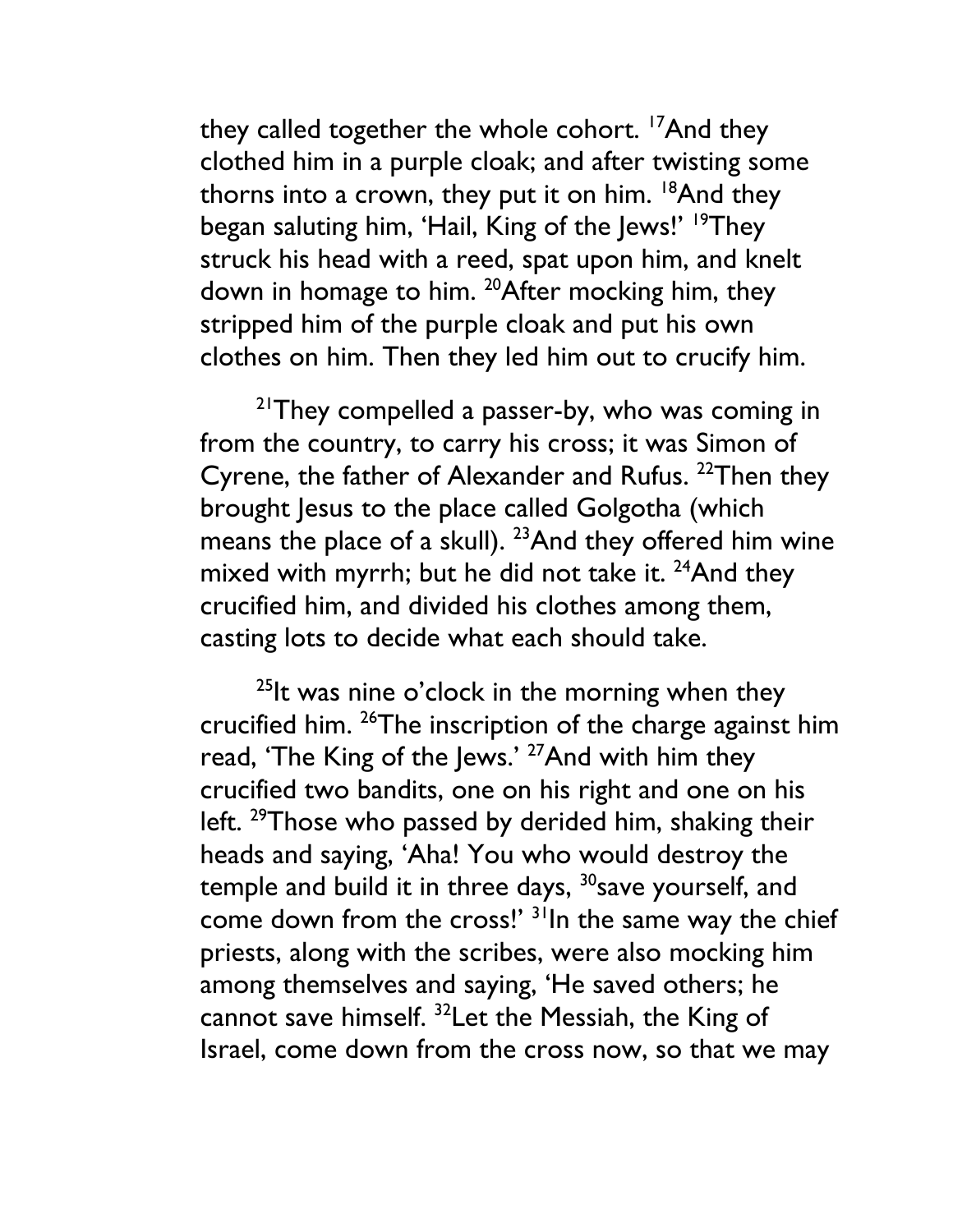they called together the whole cohort. [17]And they clothed him in a purple cloak; and after twisting some thorns into a crown, they put it on him. [18]And they began saluting him, 'Hail, King of the Jews!' [19]They struck his head with a reed, spat upon him, and knelt down in homage to him. [20]After mocking him, they stripped him of the purple cloak and put his own clothes on him. Then they led him out to crucify him.

[21]They compelled a passer-by, who was coming in from the country, to carry his cross; it was Simon of Cyrene, the father of Alexander and Rufus. [22]Then they brought Jesus to the place called Golgotha (which means the place of a skull). [23]And they offered him wine mixed with myrrh; but he did not take it. [24]And they crucified him, and divided his clothes among them, casting lots to decide what each should take.

[25]It was nine o'clock in the morning when they crucified him. [26]The inscription of the charge against him read, 'The King of the Jews.' [27]And with him they crucified two bandits, one on his right and one on his left. [29]Those who passed by derided him, shaking their heads and saying, 'Aha! You who would destroy the temple and build it in three days, [30]save yourself, and come down from the cross!' [31]In the same way the chief priests, along with the scribes, were also mocking him among themselves and saying, 'He saved others; he cannot save himself. [32]Let the Messiah, the King of Israel, come down from the cross now, so that we may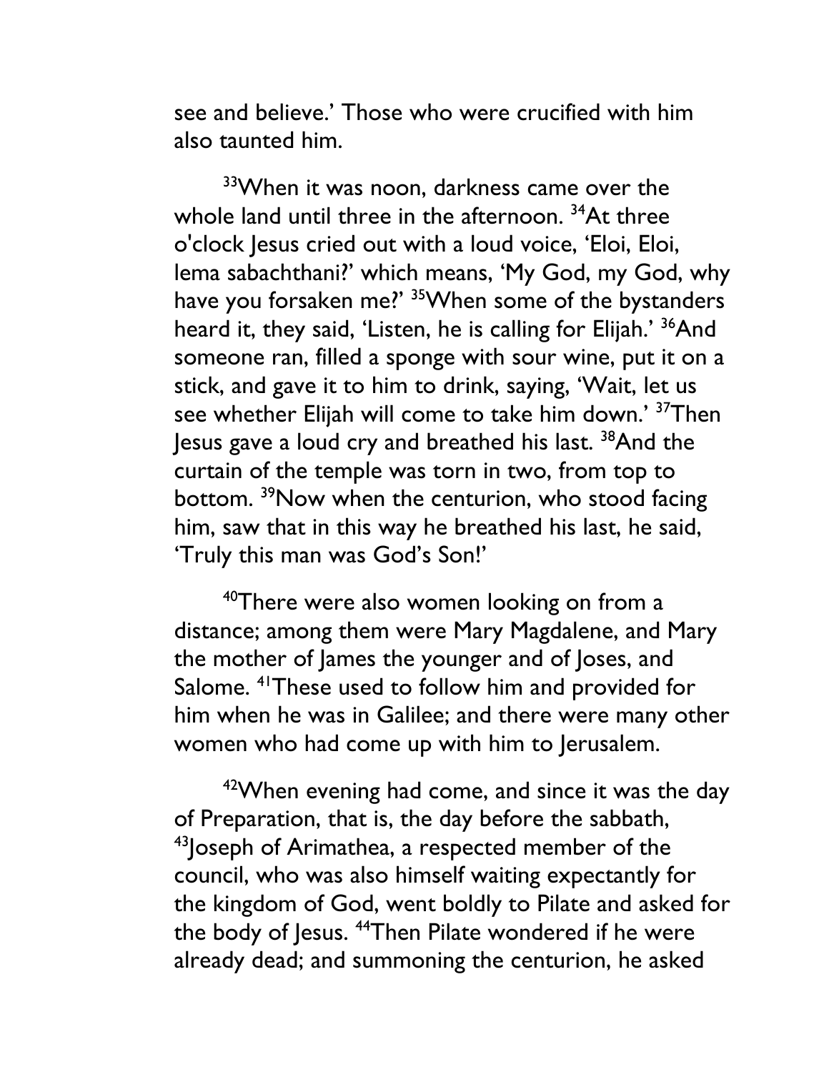see and believe.' Those who were crucified with him also taunted him.

[33]When it was noon, darkness came over the whole land until three in the afternoon. [34]At three o'clock Jesus cried out with a loud voice, 'Eloi, Eloi, lema sabachthani?' which means, 'My God, my God, why have you forsaken me?' [35]When some of the bystanders heard it, they said, 'Listen, he is calling for Elijah.' [36]And someone ran, filled a sponge with sour wine, put it on a stick, and gave it to him to drink, saying, 'Wait, let us see whether Elijah will come to take him down.' [37]Then Jesus gave a loud cry and breathed his last. [38]And the curtain of the temple was torn in two, from top to bottom. [39]Now when the centurion, who stood facing him, saw that in this way he breathed his last, he said, 'Truly this man was God's Son!'

[40]There were also women looking on from a distance; among them were Mary Magdalene, and Mary the mother of James the younger and of Joses, and Salome. [41]These used to follow him and provided for him when he was in Galilee; and there were many other women who had come up with him to Jerusalem.

[42]When evening had come, and since it was the day of Preparation, that is, the day before the sabbath, [43]Joseph of Arimathea, a respected member of the council, who was also himself waiting expectantly for the kingdom of God, went boldly to Pilate and asked for the body of Jesus. [44]Then Pilate wondered if he were already dead; and summoning the centurion, he asked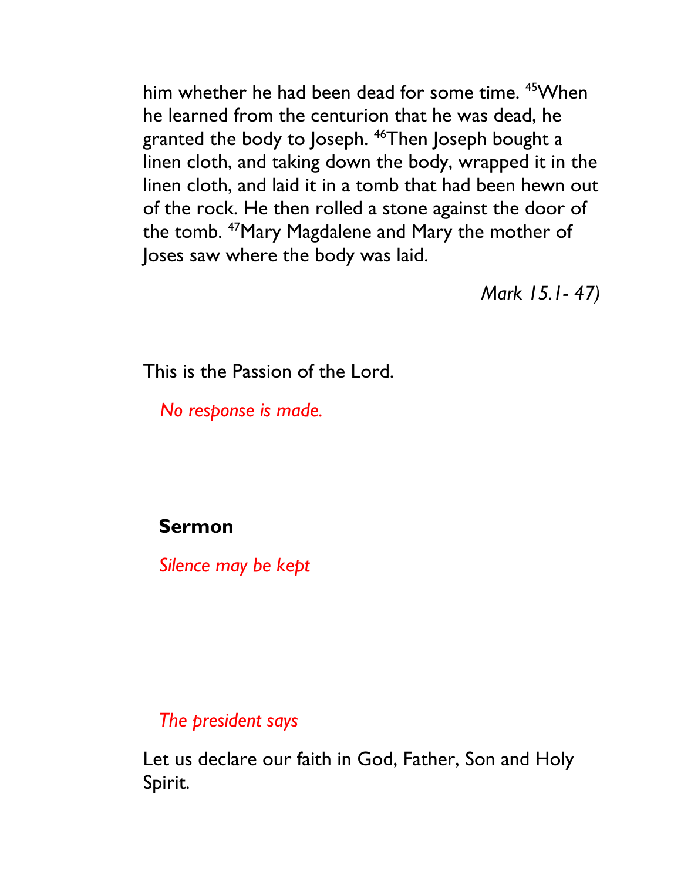him whether he had been dead for some time. [45]When he learned from the centurion that he was dead, he granted the body to Joseph. [46]Then Joseph bought a linen cloth, and taking down the body, wrapped it in the linen cloth, and laid it in a tomb that had been hewn out of the rock. He then rolled a stone against the door of the tomb. [47]Mary Magdalene and Mary the mother of Joses saw where the body was laid.

*Mark 15.1- 47)*

This is the Passion of the Lord.

*No response is made.*

**Sermon**

*Silence may be kept*

*The president says*

Let us declare our faith in God, Father, Son and Holy Spirit.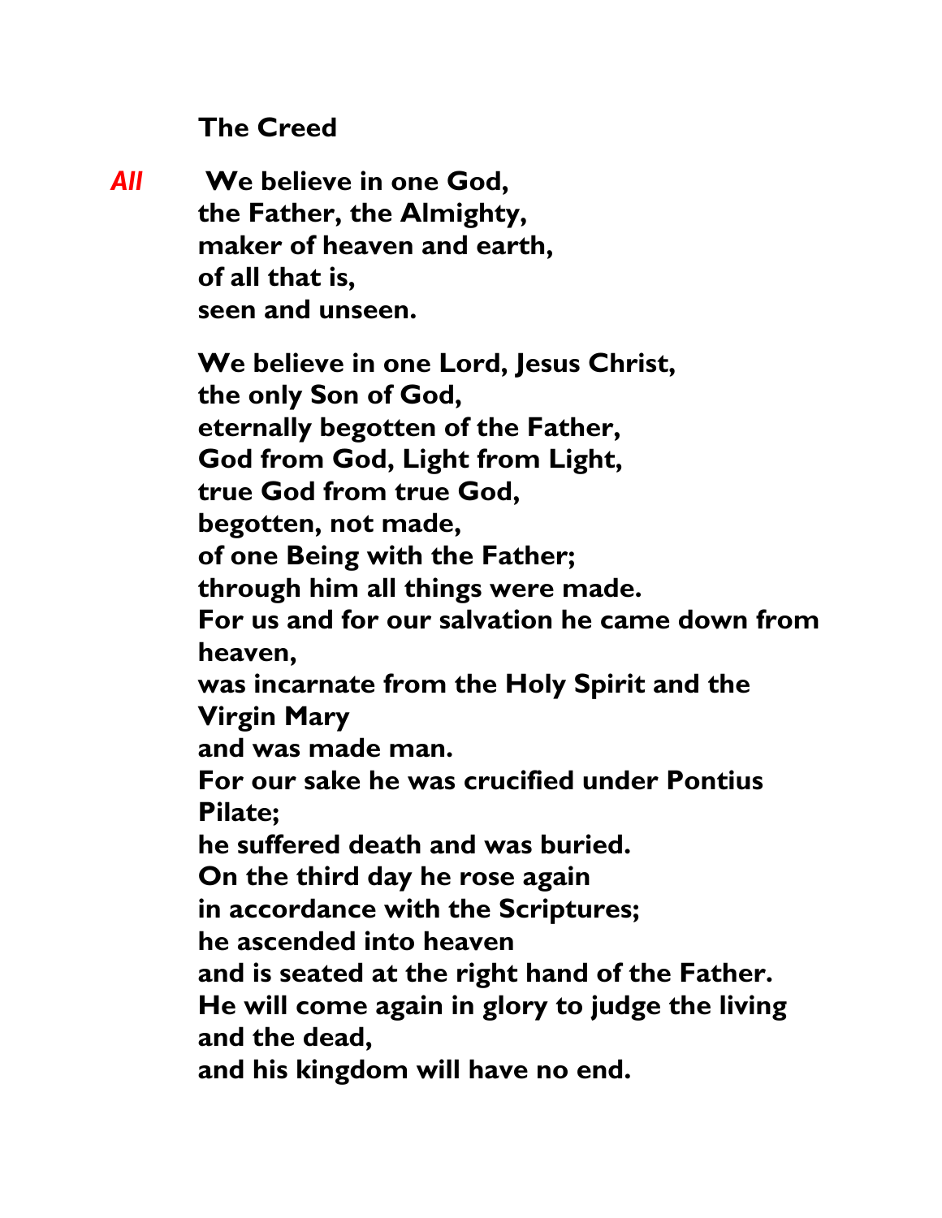**The Creed**

*All* **We believe in one God,**
**the Father, the Almighty,**
**maker of heaven and earth,**
**of all that is,**
**seen and unseen.**

**We believe in one Lord, Jesus Christ,**
**the only Son of God,**
**eternally begotten of the Father,**
**God from God, Light from Light,**
**true God from true God,**
**begotten, not made,**
**of one Being with the Father;**
**through him all things were made.**
**For us and for our salvation he came down from heaven,**
**was incarnate from the Holy Spirit and the Virgin Mary**
**and was made man.**
**For our sake he was crucified under Pontius Pilate;**
**he suffered death and was buried.**
**On the third day he rose again**
**in accordance with the Scriptures;**
**he ascended into heaven**
**and is seated at the right hand of the Father.**
**He will come again in glory to judge the living and the dead,**
**and his kingdom will have no end.**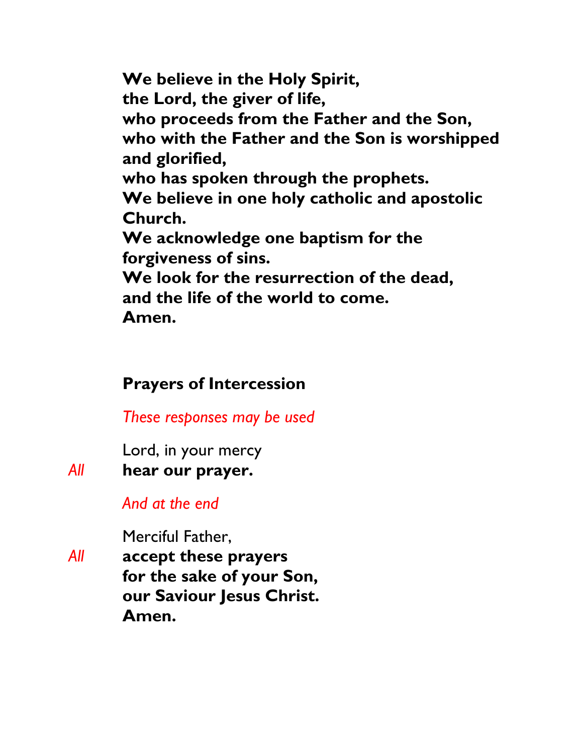**We believe in the Holy Spirit,**
**the Lord, the giver of life,**
**who proceeds from the Father and the Son,**
**who with the Father and the Son is worshipped and glorified,**
**who has spoken through the prophets.**
**We believe in one holy catholic and apostolic Church.**
**We acknowledge one baptism for the forgiveness of sins.**
**We look for the resurrection of the dead,**
**and the life of the world to come.**
**Amen.**

## Prayers of Intercession

*These responses may be used*

Lord, in your mercy
*All* **hear our prayer.**

*And at the end*

Merciful Father,
*All* **accept these prayers**
**for the sake of your Son,**
**our Saviour Jesus Christ.**
**Amen.**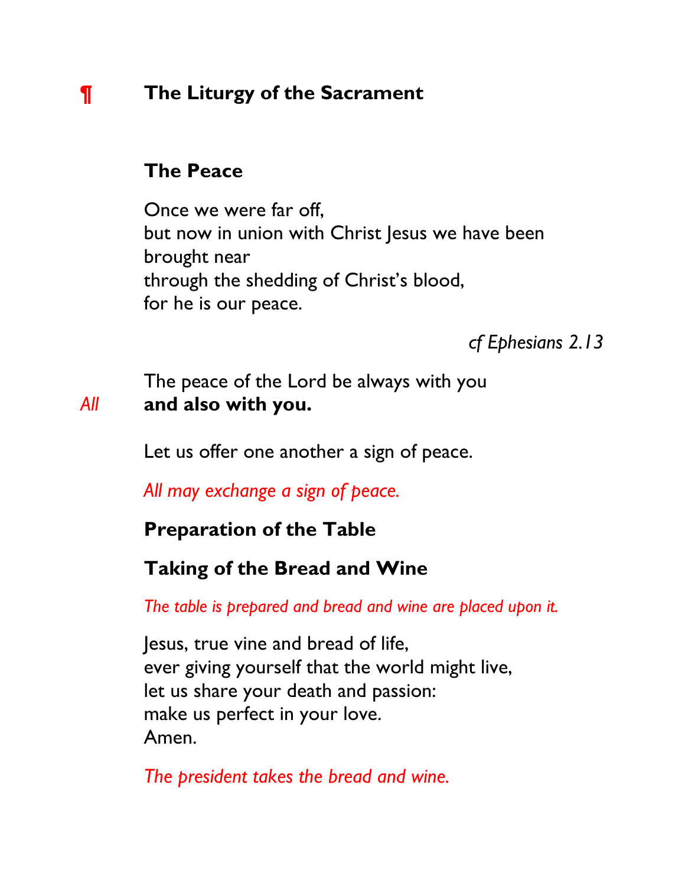## ¶ The Liturgy of the Sacrament

### The Peace

Once we were far off,
but now in union with Christ Jesus we have been brought near
through the shedding of Christ's blood,
for he is our peace.

*cf Ephesians 2.13*

The peace of the Lord be always with you
*All* **and also with you.**

Let us offer one another a sign of peace.

*All may exchange a sign of peace.*

### Preparation of the Table

### Taking of the Bread and Wine

*The table is prepared and bread and wine are placed upon it.*

Jesus, true vine and bread of life,
ever giving yourself that the world might live,
let us share your death and passion:
make us perfect in your love.
Amen.

*The president takes the bread and wine.*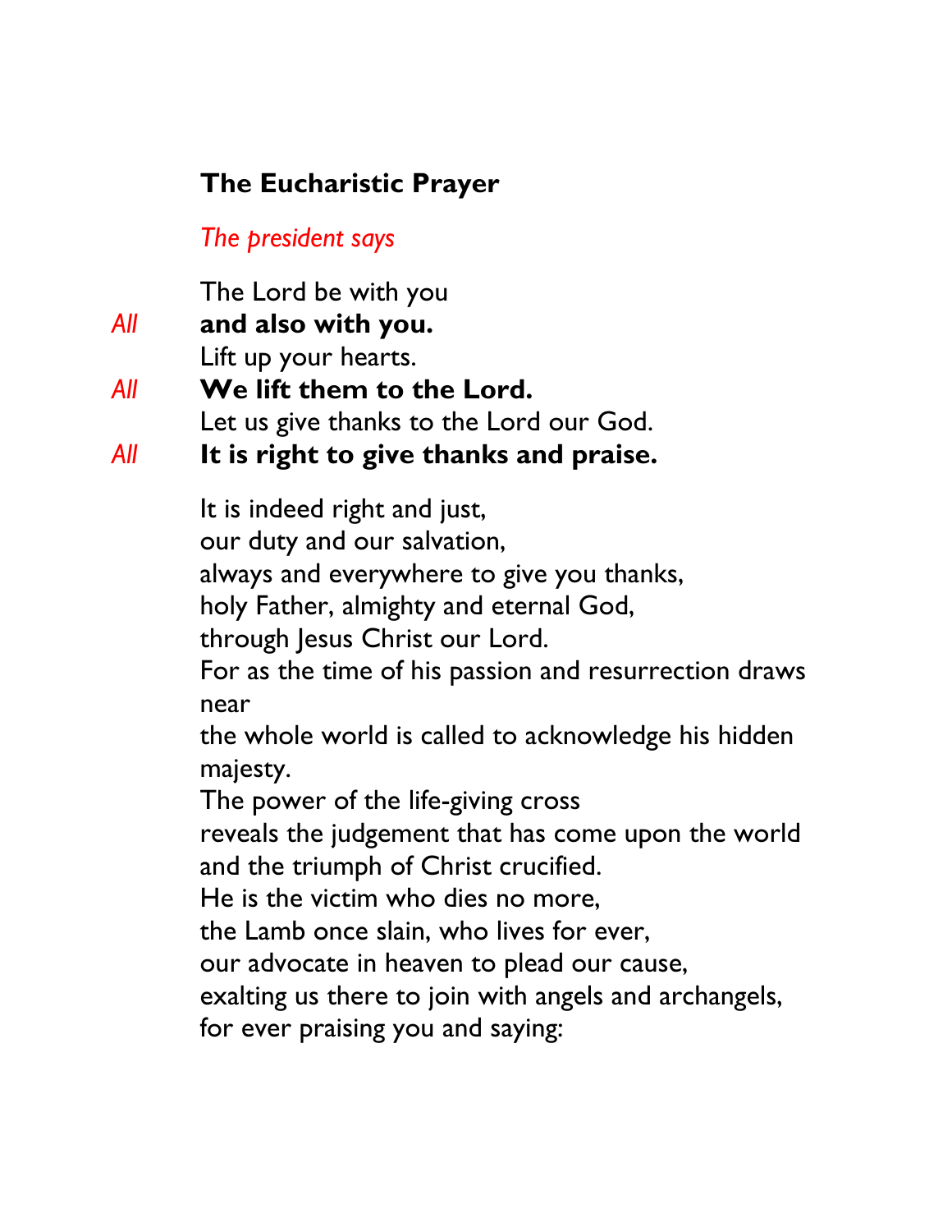## The Eucharistic Prayer

*The president says*

The Lord be with you
*All* **and also with you.**
Lift up your hearts.
*All* **We lift them to the Lord.**
Let us give thanks to the Lord our God.
*All* **It is right to give thanks and praise.**

It is indeed right and just,
our duty and our salvation,
always and everywhere to give you thanks,
holy Father, almighty and eternal God,
through Jesus Christ our Lord.
For as the time of his passion and resurrection draws near
the whole world is called to acknowledge his hidden majesty.
The power of the life-giving cross
reveals the judgement that has come upon the world
and the triumph of Christ crucified.
He is the victim who dies no more,
the Lamb once slain, who lives for ever,
our advocate in heaven to plead our cause,
exalting us there to join with angels and archangels,
for ever praising you and saying: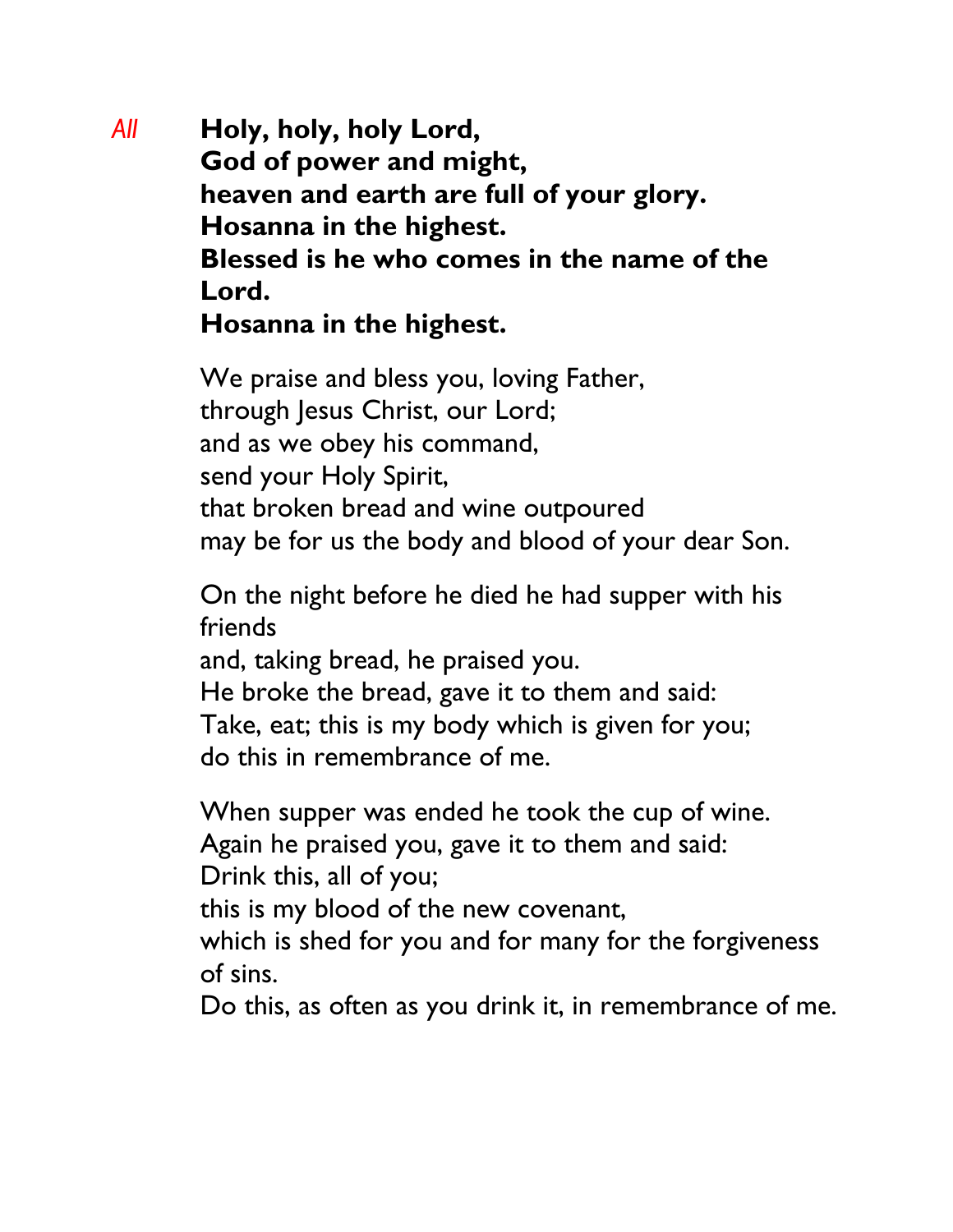*All* **Holy, holy, holy Lord,**
**God of power and might,**
**heaven and earth are full of your glory.**
**Hosanna in the highest.**
**Blessed is he who comes in the name of the Lord.**
**Hosanna in the highest.**

We praise and bless you, loving Father,
through Jesus Christ, our Lord;
and as we obey his command,
send your Holy Spirit,
that broken bread and wine outpoured
may be for us the body and blood of your dear Son.

On the night before he died he had supper with his friends
and, taking bread, he praised you.
He broke the bread, gave it to them and said:
Take, eat; this is my body which is given for you;
do this in remembrance of me.

When supper was ended he took the cup of wine.
Again he praised you, gave it to them and said:
Drink this, all of you;
this is my blood of the new covenant,
which is shed for you and for many for the forgiveness of sins.
Do this, as often as you drink it, in remembrance of me.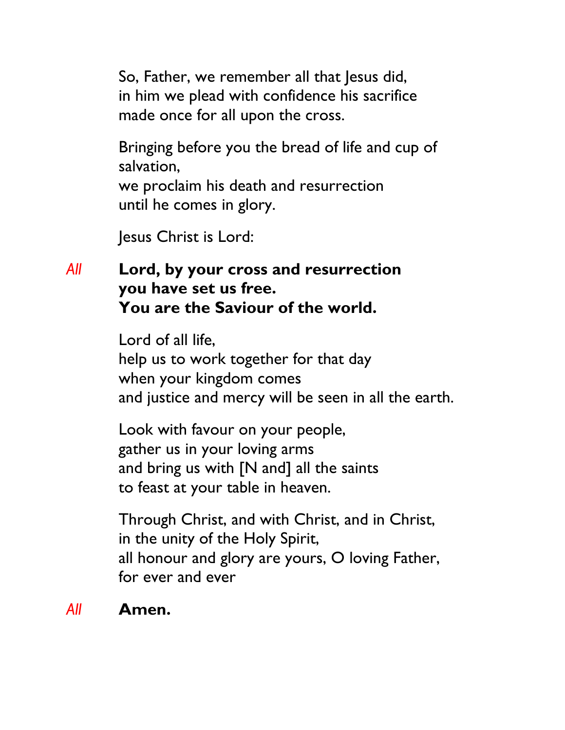So, Father, we remember all that Jesus did,  
in him we plead with confidence his sacrifice  
made once for all upon the cross.

Bringing before you the bread of life and cup of salvation,  
we proclaim his death and resurrection  
until he comes in glory.

Jesus Christ is Lord:

*All* **Lord, by your cross and resurrection**  
**you have set us free.**  
**You are the Saviour of the world.**

Lord of all life,  
help us to work together for that day  
when your kingdom comes  
and justice and mercy will be seen in all the earth.

Look with favour on your people,  
gather us in your loving arms  
and bring us with [N and] all the saints  
to feast at your table in heaven.

Through Christ, and with Christ, and in Christ,  
in the unity of the Holy Spirit,  
all honour and glory are yours, O loving Father,  
for ever and ever

*All* **Amen.**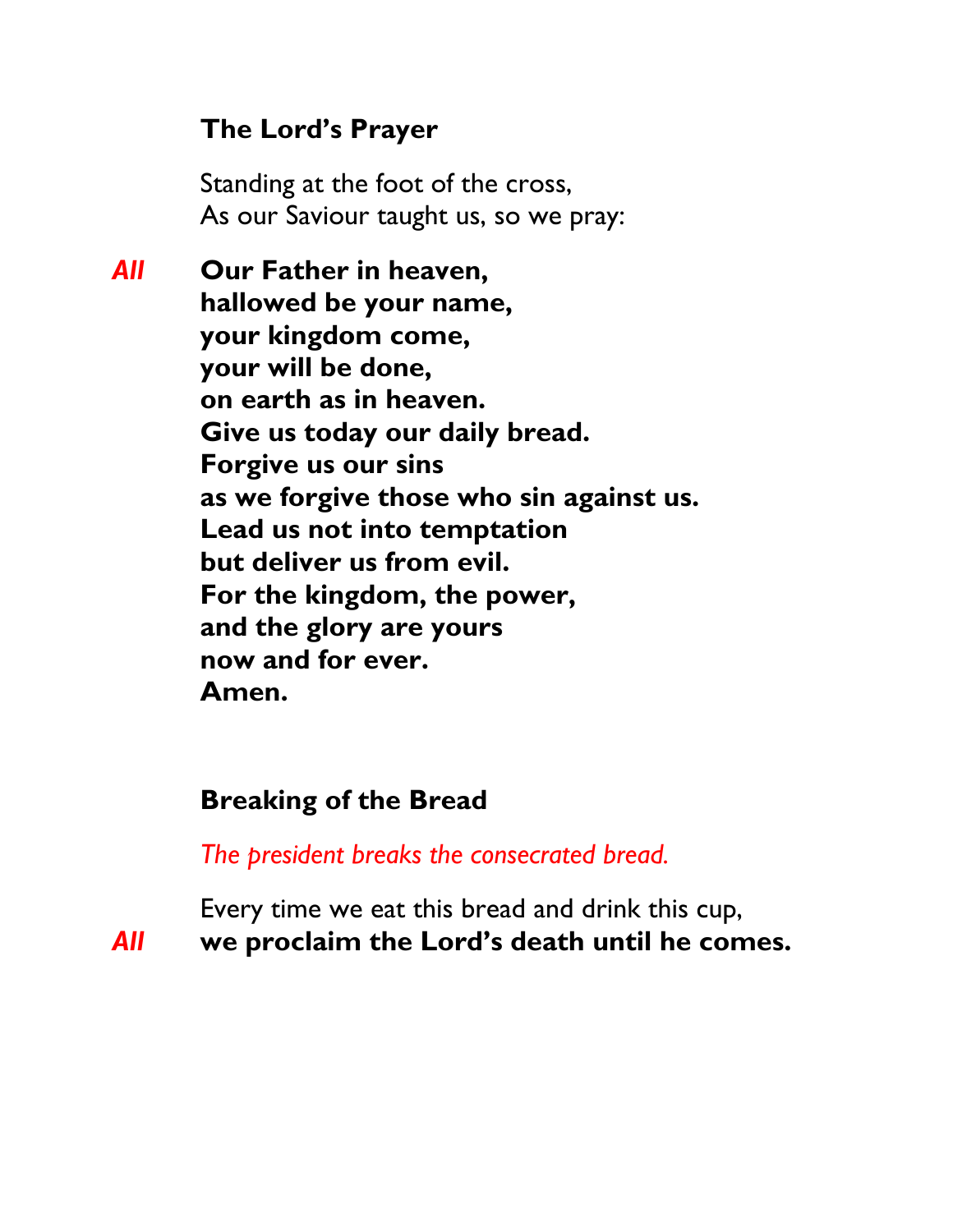## The Lord's Prayer

Standing at the foot of the cross,
As our Saviour taught us, so we pray:

*All* **Our Father in heaven,**
**hallowed be your name,**
**your kingdom come,**
**your will be done,**
**on earth as in heaven.**
**Give us today our daily bread.**
**Forgive us our sins**
**as we forgive those who sin against us.**
**Lead us not into temptation**
**but deliver us from evil.**
**For the kingdom, the power,**
**and the glory are yours**
**now and for ever.**
**Amen.**

## Breaking of the Bread

*The president breaks the consecrated bread.*

Every time we eat this bread and drink this cup,

*All* **we proclaim the Lord's death until he comes.**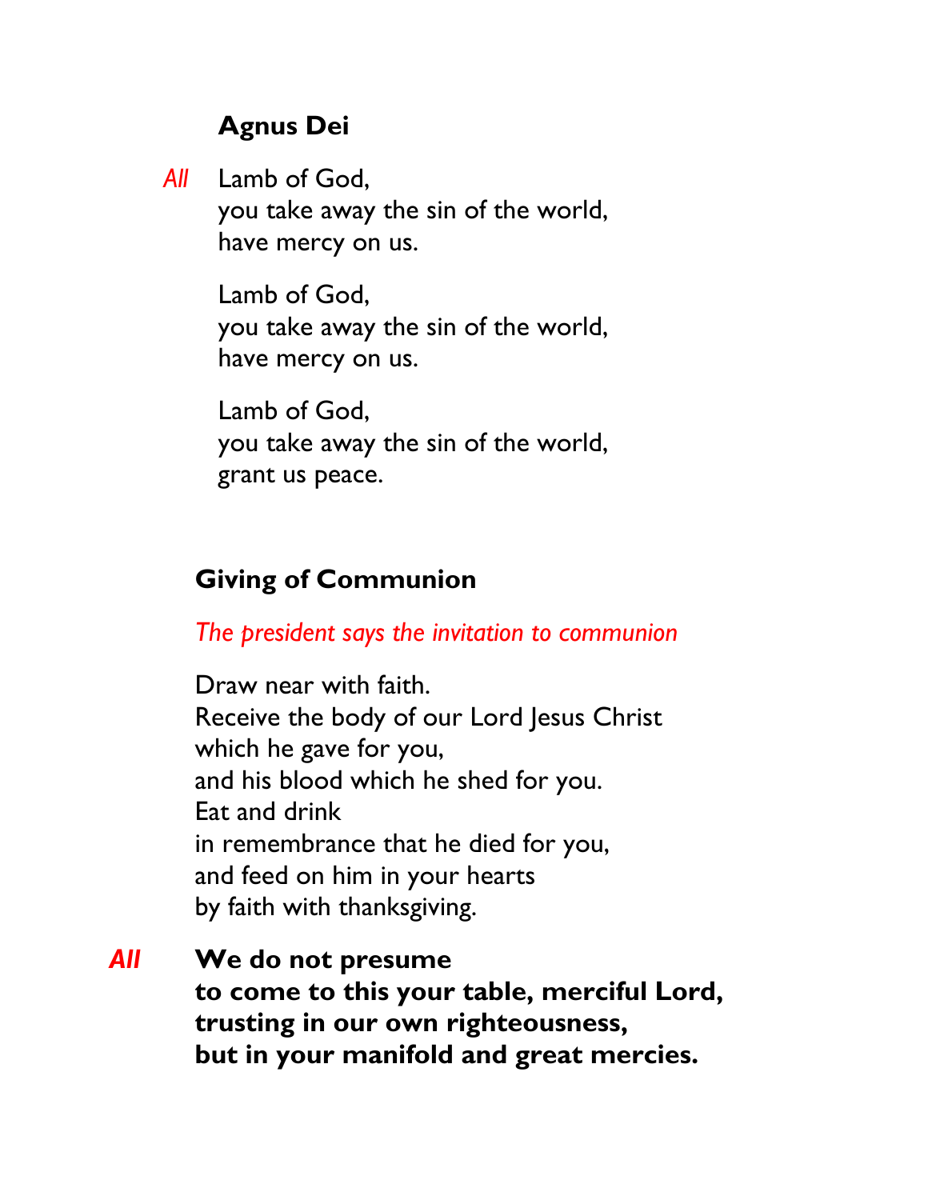## Agnus Dei

*All* Lamb of God,
you take away the sin of the world,
have mercy on us.

Lamb of God,
you take away the sin of the world,
have mercy on us.

Lamb of God,
you take away the sin of the world,
grant us peace.

## Giving of Communion

*The president says the invitation to communion*

Draw near with faith.
Receive the body of our Lord Jesus Christ
which he gave for you,
and his blood which he shed for you.
Eat and drink
in remembrance that he died for you,
and feed on him in your hearts
by faith with thanksgiving.

*All* **We do not presume
to come to this your table, merciful Lord,
trusting in our own righteousness,
but in your manifold and great mercies.**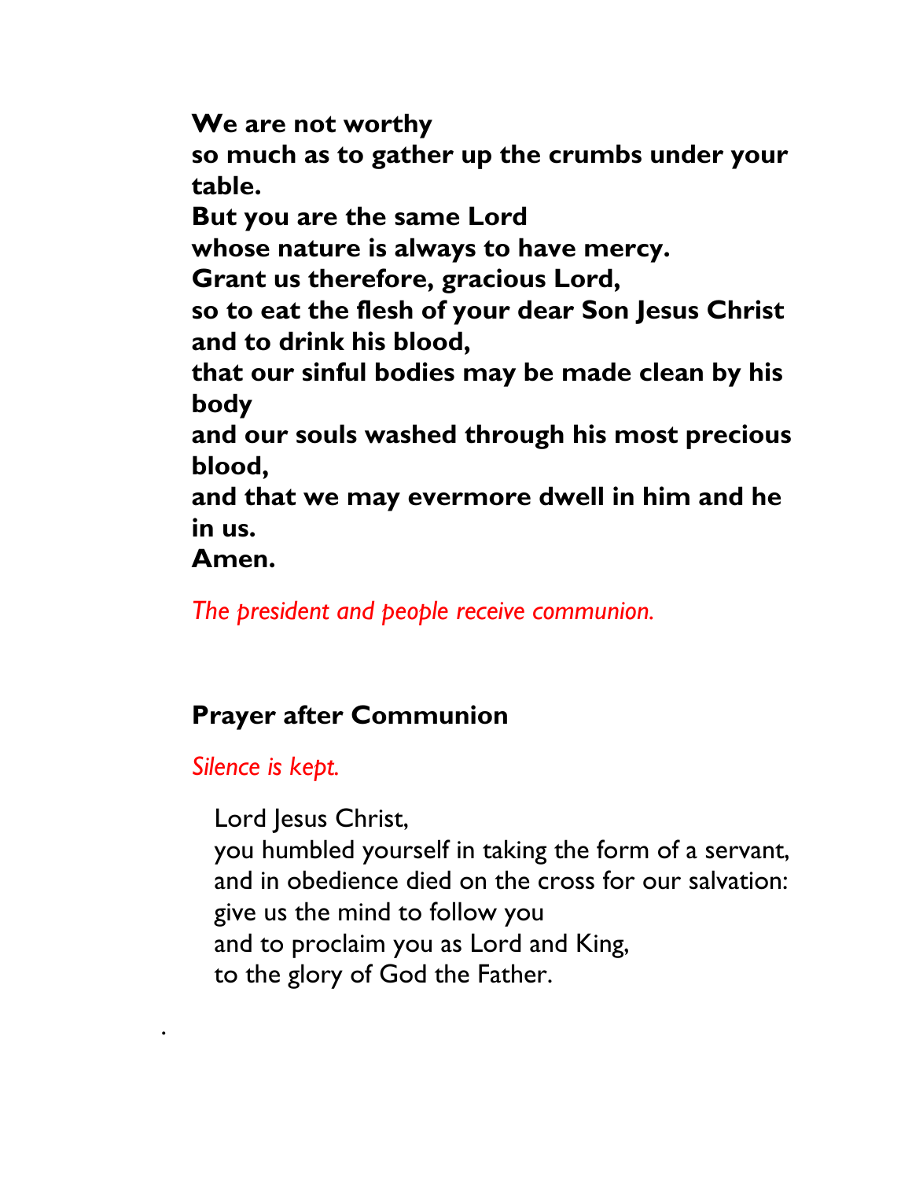**We are not worthy**
**so much as to gather up the crumbs under your table.**
**But you are the same Lord**
**whose nature is always to have mercy.**
**Grant us therefore, gracious Lord,**
**so to eat the flesh of your dear Son Jesus Christ and to drink his blood,**
**that our sinful bodies may be made clean by his body**
**and our souls washed through his most precious blood,**
**and that we may evermore dwell in him and he in us.**
**Amen.**

*The president and people receive communion.*

## Prayer after Communion

*Silence is kept.*

Lord Jesus Christ,
you humbled yourself in taking the form of a servant,
and in obedience died on the cross for our salvation:
give us the mind to follow you
and to proclaim you as Lord and King,
to the glory of God the Father.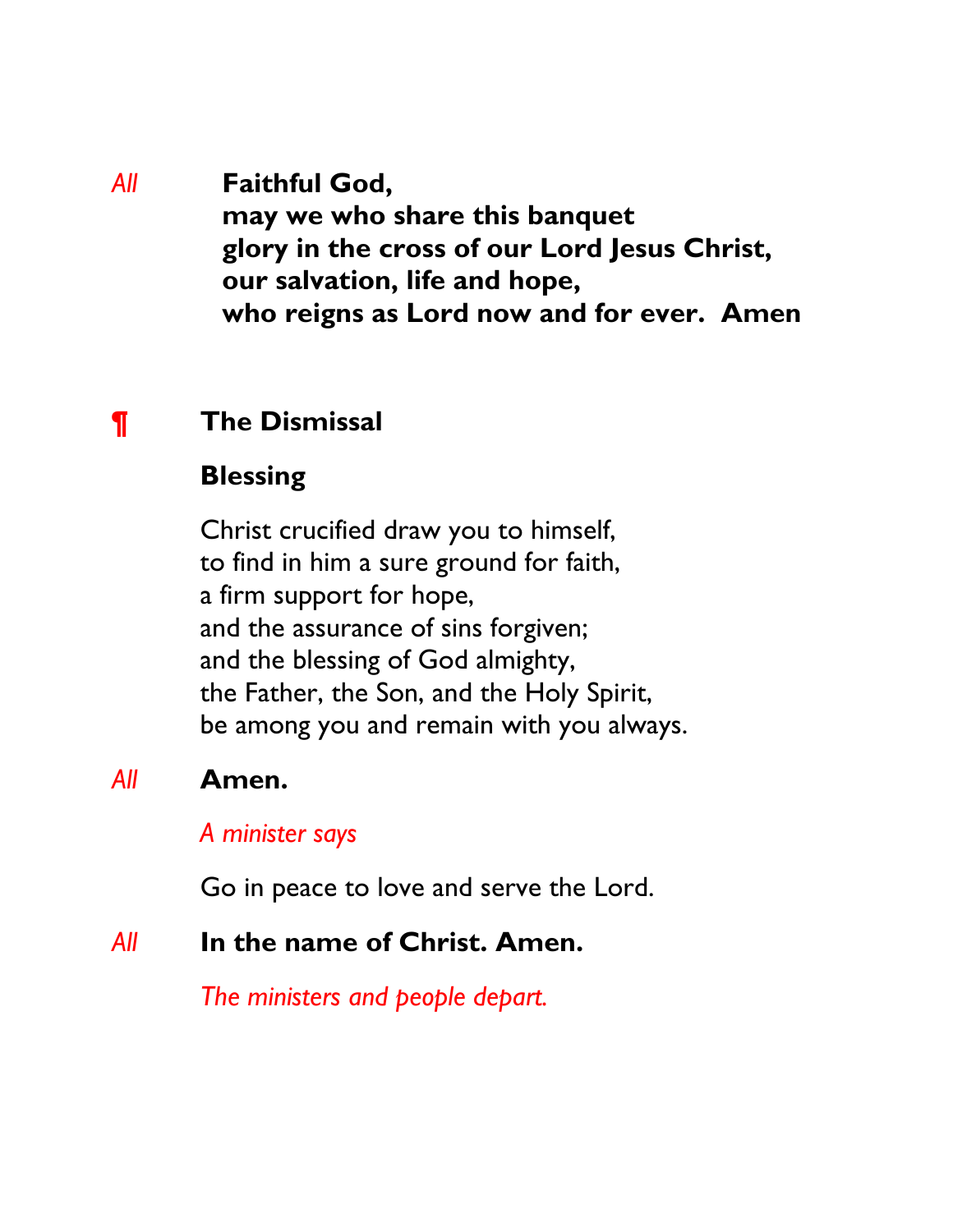*All* **Faithful God,**
**may we who share this banquet**
**glory in the cross of our Lord Jesus Christ,**
**our salvation, life and hope,**
**who reigns as Lord now and for ever. Amen**

## ¶ The Dismissal

### Blessing

Christ crucified draw you to himself,
to find in him a sure ground for faith,
a firm support for hope,
and the assurance of sins forgiven;
and the blessing of God almighty,
the Father, the Son, and the Holy Spirit,
be among you and remain with you always.

*All* **Amen.**

*A minister says*

Go in peace to love and serve the Lord.

*All* **In the name of Christ. Amen.**

*The ministers and people depart.*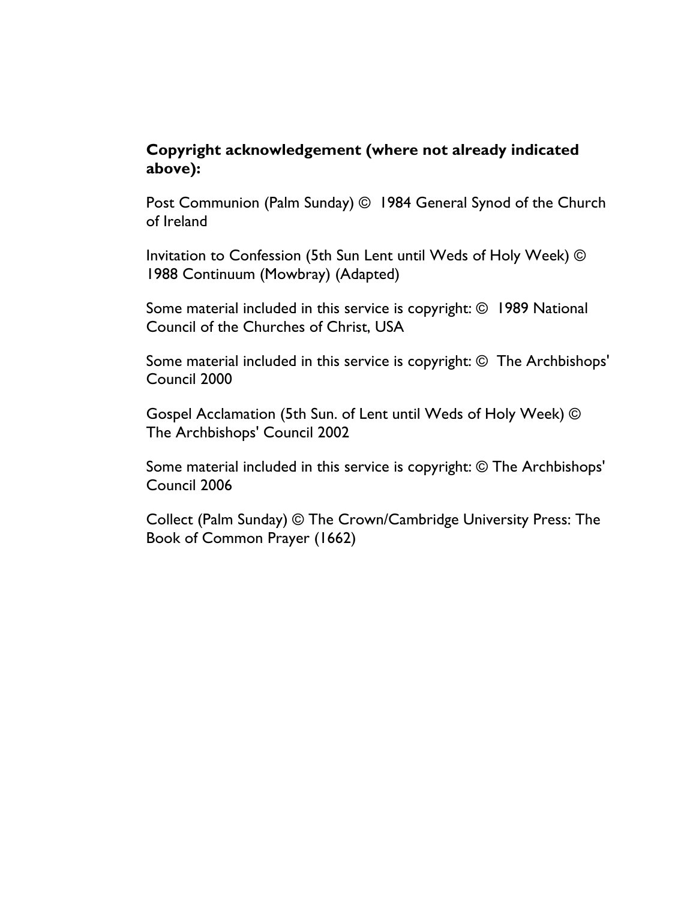**Copyright acknowledgement (where not already indicated above):**

Post Communion (Palm Sunday) © 1984 General Synod of the Church of Ireland

Invitation to Confession (5th Sun Lent until Weds of Holy Week) © 1988 Continuum (Mowbray) (Adapted)

Some material included in this service is copyright: © 1989 National Council of the Churches of Christ, USA

Some material included in this service is copyright: © The Archbishops' Council 2000

Gospel Acclamation (5th Sun. of Lent until Weds of Holy Week) © The Archbishops' Council 2002

Some material included in this service is copyright: © The Archbishops' Council 2006

Collect (Palm Sunday) © The Crown/Cambridge University Press: The Book of Common Prayer (1662)